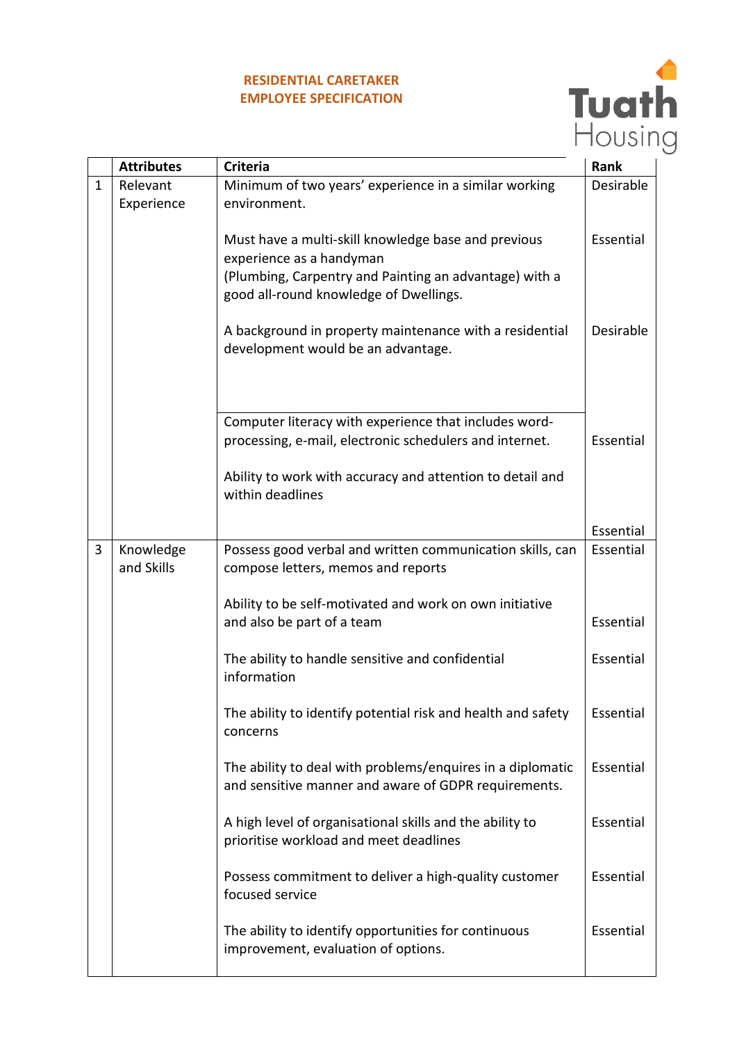## RESIDENTIAL CARETAKER
## EMPLOYEE SPECIFICATION

Tuath Housing

| | Attributes | Criteria | Rank |
|---|---|---|---|
| 1 | Relevant Experience | Minimum of two years' experience in a similar working environment. | Desirable |
| | | Must have a multi-skill knowledge base and previous experience as a handyman (Plumbing, Carpentry and Painting an advantage) with a good all-round knowledge of Dwellings. | Essential |
| | | A background in property maintenance with a residential development would be an advantage. | Desirable |
| | | Computer literacy with experience that includes word-processing, e-mail, electronic schedulers and internet. | Essential |
| | | Ability to work with accuracy and attention to detail and within deadlines | Essential |
| 3 | Knowledge and Skills | Possess good verbal and written communication skills, can compose letters, memos and reports | Essential |
| | | Ability to be self-motivated and work on own initiative and also be part of a team | Essential |
| | | The ability to handle sensitive and confidential information | Essential |
| | | The ability to identify potential risk and health and safety concerns | Essential |
| | | The ability to deal with problems/enquires in a diplomatic and sensitive manner and aware of GDPR requirements. | Essential |
| | | A high level of organisational skills and the ability to prioritise workload and meet deadlines | Essential |
| | | Possess commitment to deliver a high-quality customer focused service | Essential |
| | | The ability to identify opportunities for continuous improvement, evaluation of options. | Essential |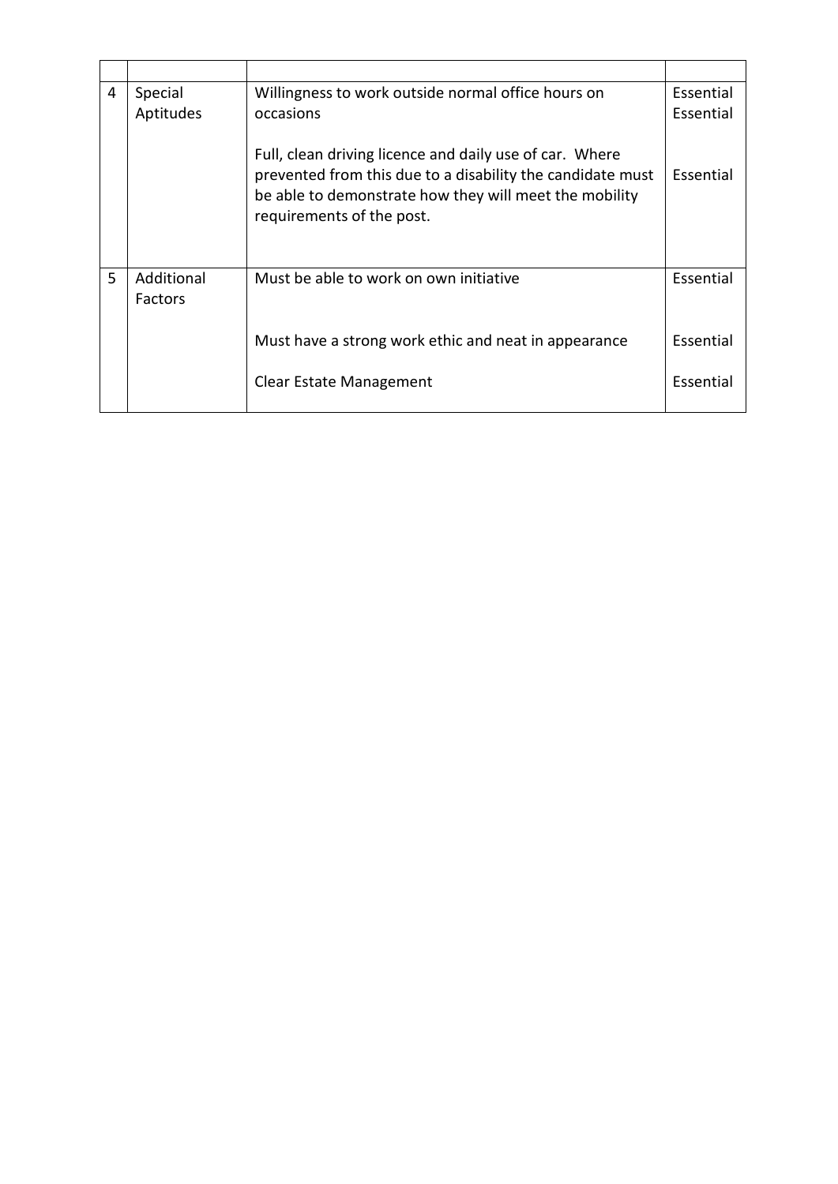| | | | |
|---|---|---|---|
| 4 | Special Aptitudes | Willingness to work outside normal office hours on occasions<br><br>Full, clean driving licence and daily use of car. Where prevented from this due to a disability the candidate must be able to demonstrate how they will meet the mobility requirements of the post. | Essential<br>Essential<br><br>Essential |
| 5 | Additional Factors | Must be able to work on own initiative<br><br>Must have a strong work ethic and neat in appearance<br><br>Clear Estate Management | Essential<br><br>Essential<br><br>Essential |